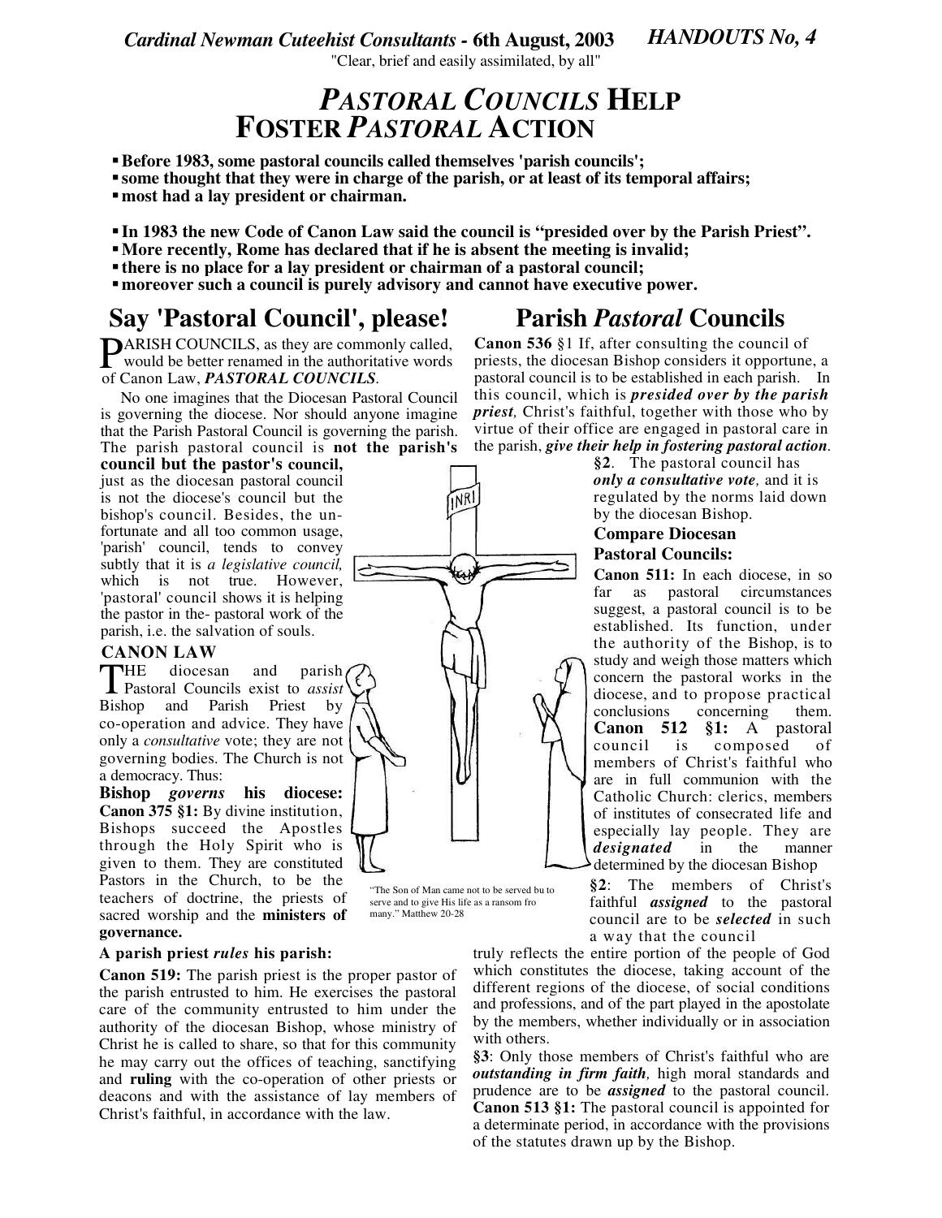*Cardinal Newman Cuteehist Consultants* - **6th August, 2003** ***HANDOUTS No, 4***

"Clear, brief and easily assimilated, by all"

# *PASTORAL COUNCILS* HELP FOSTER *PASTORAL* ACTION

- **Before 1983, some pastoral councils called themselves 'parish councils';**
- **some thought that they were in charge of the parish, or at least of its temporal affairs;**
- **most had a lay president or chairman.**

- **In 1983 the new Code of Canon Law said the council is "presided over by the Parish Priest".**
- **More recently, Rome has declared that if he is absent the meeting is invalid;**
- **there is no place for a lay president or chairman of a pastoral council;**
- **moreover such a council is purely advisory and cannot have executive power.**

## Say 'Pastoral Council', please!

PARISH COUNCILS, as they are commonly called, would be better renamed in the authoritative words of Canon Law, ***PASTORAL COUNCILS***.

No one imagines that the Diocesan Pastoral Council is governing the diocese. Nor should anyone imagine that the Parish Pastoral Council is governing the parish. The parish pastoral council is **not the parish's council but the pastor's council,** just as the diocesan pastoral council is not the diocese's council but the bishop's council. Besides, the unfortunate and all too common usage, 'parish' council, tends to convey subtly that it is *a legislative council,* which is not true. However, 'pastoral' council shows it is helping the pastor in the- pastoral work of the parish, i.e. the salvation of souls.

### CANON LAW

THE diocesan and parish Pastoral Councils exist to *assist* Bishop and Parish Priest by co-operation and advice. They have only a *consultative* vote; they are not governing bodies. The Church is not a democracy. Thus:

**Bishop *governs* his diocese:** **Canon 375 §1:** By divine institution, Bishops succeed the Apostles through the Holy Spirit who is given to them. They are constituted Pastors in the Church, to be the teachers of doctrine, the priests of sacred worship and the **ministers of governance.**

**A parish priest *rules* his parish:**

**Canon 519:** The parish priest is the proper pastor of the parish entrusted to him. He exercises the pastoral care of the community entrusted to him under the authority of the diocesan Bishop, whose ministry of Christ he is called to share, so that for this community he may carry out the offices of teaching, sanctifying and **ruling** with the co-operation of other priests or deacons and with the assistance of lay members of Christ's faithful, in accordance with the law.

"The Son of Man came not to be served bu to serve and to give His life as a ransom fro many." Matthew 20-28

## Parish *Pastoral* Councils

**Canon 536** §1 If, after consulting the council of priests, the diocesan Bishop considers it opportune, a pastoral council is to be established in each parish. In this council, which is ***presided over by the parish priest,*** Christ's faithful, together with those who by virtue of their office are engaged in pastoral care in the parish, ***give their help in fostering pastoral action***.

**§2**. The pastoral council has ***only a consultative vote,*** and it is regulated by the norms laid down by the diocesan Bishop.

**Compare Diocesan Pastoral Councils:**

**Canon 511:** In each diocese, in so far as pastoral circumstances suggest, a pastoral council is to be established. Its function, under the authority of the Bishop, is to study and weigh those matters which concern the pastoral works in the diocese, and to propose practical conclusions concerning them.

**Canon 512 §1:** A pastoral council is composed of members of Christ's faithful who are in full communion with the Catholic Church: clerics, members of institutes of consecrated life and especially lay people. They are ***designated*** in the manner determined by the diocesan Bishop

**§2**: The members of Christ's faithful ***assigned*** to the pastoral council are to be ***selected*** in such a way that the council truly reflects the entire portion of the people of God which constitutes the diocese, taking account of the different regions of the diocese, of social conditions and professions, and of the part played in the apostolate by the members, whether individually or in association with others.

**§3**: Only those members of Christ's faithful who are ***outstanding in firm faith,*** high moral standards and prudence are to be ***assigned*** to the pastoral council.

**Canon 513 §1:** The pastoral council is appointed for a determinate period, in accordance with the provisions of the statutes drawn up by the Bishop.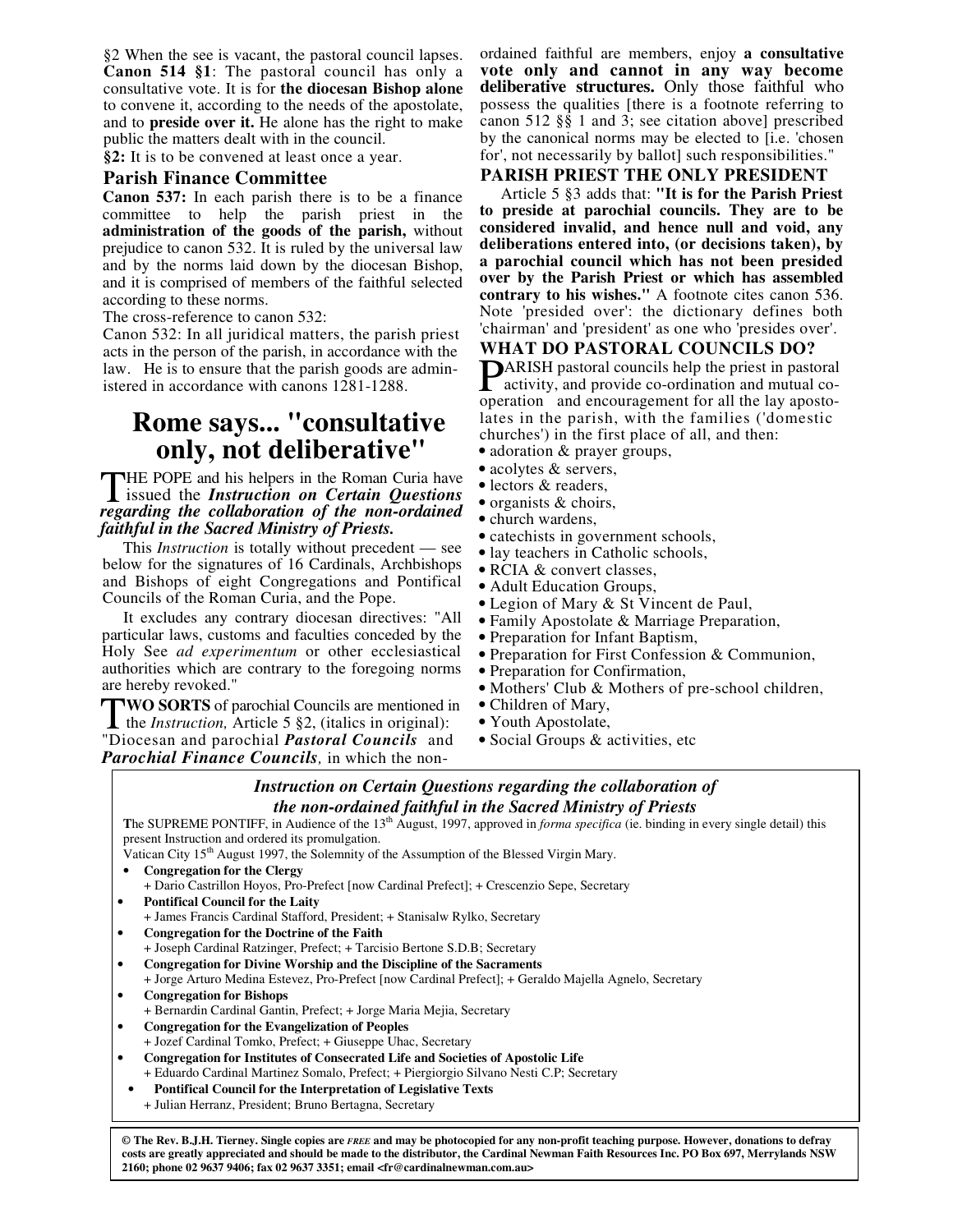§2 When the see is vacant, the pastoral council lapses. **Canon 514 §1**: The pastoral council has only a consultative vote. It is for **the diocesan Bishop alone** to convene it, according to the needs of the apostolate, and to **preside over it.** He alone has the right to make public the matters dealt with in the council.

**§2:** It is to be convened at least once a year.

### Parish Finance Committee

**Canon 537:** In each parish there is to be a finance committee to help the parish priest in the **administration of the goods of the parish,** without prejudice to canon 532. It is ruled by the universal law and by the norms laid down by the diocesan Bishop, and it is comprised of members of the faithful selected according to these norms.

The cross-reference to canon 532:

Canon 532: In all juridical matters, the parish priest acts in the person of the parish, in accordance with the law. He is to ensure that the parish goods are administered in accordance with canons 1281-1288.

## Rome says... "consultative only, not deliberative"

THE POPE and his helpers in the Roman Curia have issued the ***Instruction on Certain Questions regarding the collaboration of the non-ordained faithful in the Sacred Ministry of Priests.***

This *Instruction* is totally without precedent — see below for the signatures of 16 Cardinals, Archbishops and Bishops of eight Congregations and Pontifical Councils of the Roman Curia, and the Pope.

It excludes any contrary diocesan directives: "All particular laws, customs and faculties conceded by the Holy See *ad experimentum* or other ecclesiastical authorities which are contrary to the foregoing norms are hereby revoked."

**TWO SORTS** of parochial Councils are mentioned in the *Instruction,* Article 5 §2, (italics in original): "Diocesan and parochial ***Pastoral Councils*** and ***Parochial Finance Councils,*** in which the non-ordained faithful are members, enjoy **a consultative vote only and cannot in any way become deliberative structures.** Only those faithful who possess the qualities [there is a footnote referring to canon 512 §§ 1 and 3; see citation above] prescribed by the canonical norms may be elected to [i.e. 'chosen for', not necessarily by ballot] such responsibilities."

### PARISH PRIEST THE ONLY PRESIDENT

Article 5 §3 adds that: **"It is for the Parish Priest to preside at parochial councils. They are to be considered invalid, and hence null and void, any deliberations entered into, (or decisions taken), by a parochial council which has not been presided over by the Parish Priest or which has assembled contrary to his wishes."** A footnote cites canon 536. Note 'presided over': the dictionary defines both 'chairman' and 'president' as one who 'presides over'.

### WHAT DO PASTORAL COUNCILS DO?

PARISH pastoral councils help the priest in pastoral activity, and provide co-ordination and mutual co-operation and encouragement for all the lay apostolates in the parish, with the families ('domestic churches') in the first place of all, and then:

- adoration & prayer groups,
- acolytes & servers,
- lectors & readers,
- organists & choirs,
- church wardens,
- catechists in government schools,
- lay teachers in Catholic schools,
- RCIA & convert classes,
- Adult Education Groups,
- Legion of Mary & St Vincent de Paul,
- Family Apostolate & Marriage Preparation,
- Preparation for Infant Baptism,
- Preparation for First Confession & Communion,
- Preparation for Confirmation,
- Mothers' Club & Mothers of pre-school children,
- Children of Mary,
- Youth Apostolate,
- Social Groups & activities, etc

### *Instruction on Certain Questions regarding the collaboration of the non-ordained faithful in the Sacred Ministry of Priests*

**T**he SUPREME PONTIFF, in Audience of the 13th August, 1997, approved in *forma specifica* (ie. binding in every single detail) this present Instruction and ordered its promulgation.

Vatican City 15th August 1997, the Solemnity of the Assumption of the Blessed Virgin Mary.

- **Congregation for the Clergy**
  + Dario Castrillon Hoyos, Pro-Prefect [now Cardinal Prefect]; + Crescenzio Sepe, Secretary
- **Pontifical Council for the Laity**
  + James Francis Cardinal Stafford, President; + Stanisalw Rylko, Secretary
- **Congregation for the Doctrine of the Faith**
  + Joseph Cardinal Ratzinger, Prefect; + Tarcisio Bertone S.D.B; Secretary
- **Congregation for Divine Worship and the Discipline of the Sacraments**
  + Jorge Arturo Medina Estevez, Pro-Prefect [now Cardinal Prefect]; + Geraldo Majella Agnelo, Secretary
- **Congregation for Bishops**
  + Bernardin Cardinal Gantin, Prefect; + Jorge Maria Mejia, Secretary
- **Congregation for the Evangelization of Peoples**
  + Jozef Cardinal Tomko, Prefect; + Giuseppe Uhac, Secretary
- **Congregation for Institutes of Consecrated Life and Societies of Apostolic Life**
  + Eduardo Cardinal Martinez Somalo, Prefect; + Piergiorgio Silvano Nesti C.P; Secretary
- **Pontifical Council for the Interpretation of Legislative Texts**
  + Julian Herranz, President; Bruno Bertagna, Secretary

**© The Rev. B.J.H. Tierney. Single copies are *FREE* and may be photocopied for any non-profit teaching purpose. However, donations to defray costs are greatly appreciated and should be made to the distributor, the Cardinal Newman Faith Resources Inc. PO Box 697, Merrylands NSW 2160; phone 02 9637 9406; fax 02 9637 3351; email <fr@cardinalnewman.com.au>**